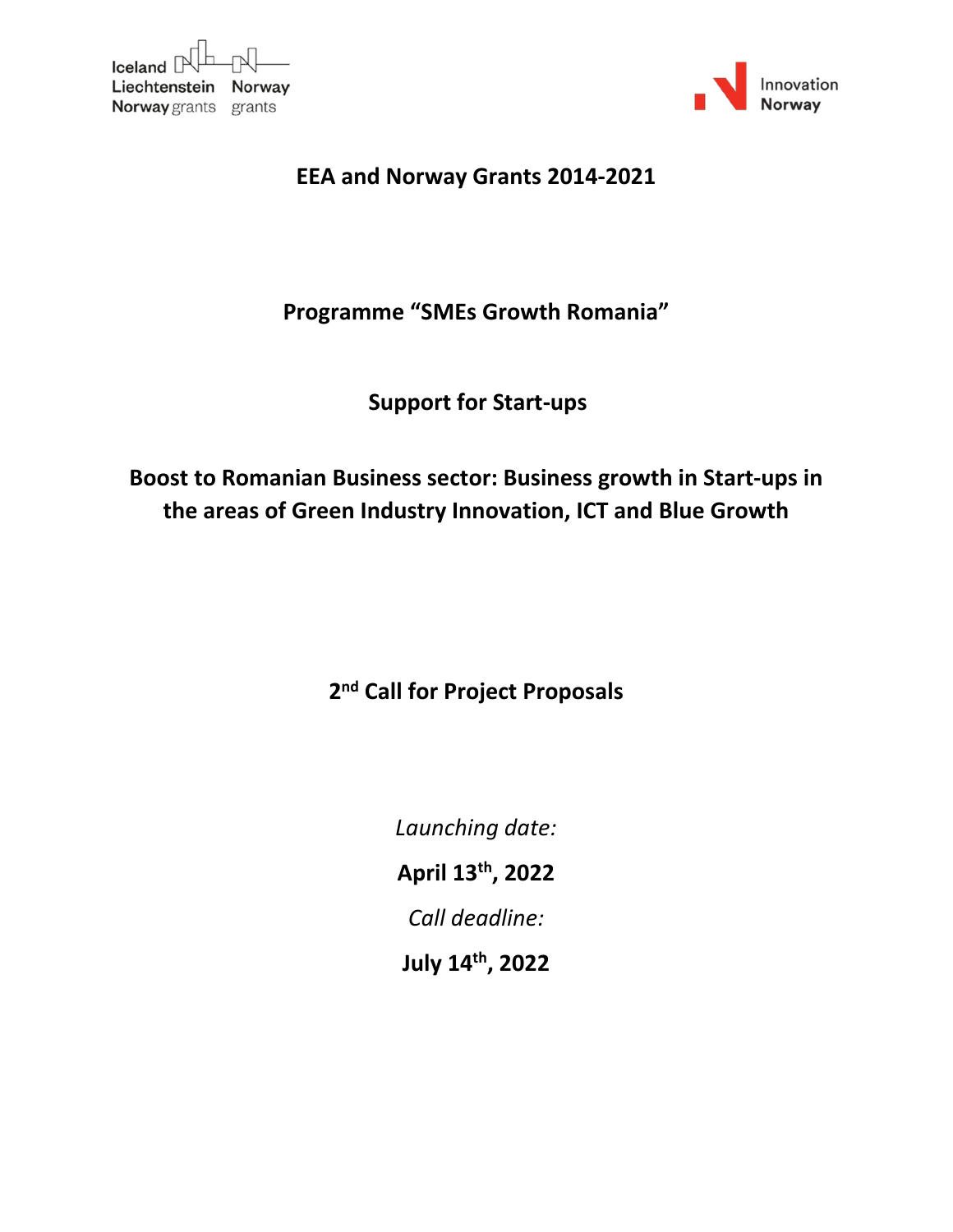Iceland Liechtenstein Norway grants

Norway grants

Innovation Norway

# EEA and Norway Grants 2014-2021

## Programme "SMEs Growth Romania"

## Support for Start-ups

## Boost to Romanian Business sector: Business growth in Start-ups in the areas of Green Industry Innovation, ICT and Blue Growth

## 2nd Call for Project Proposals

*Launching date:*

**April 13th, 2022**

*Call deadline:*

**July 14th, 2022**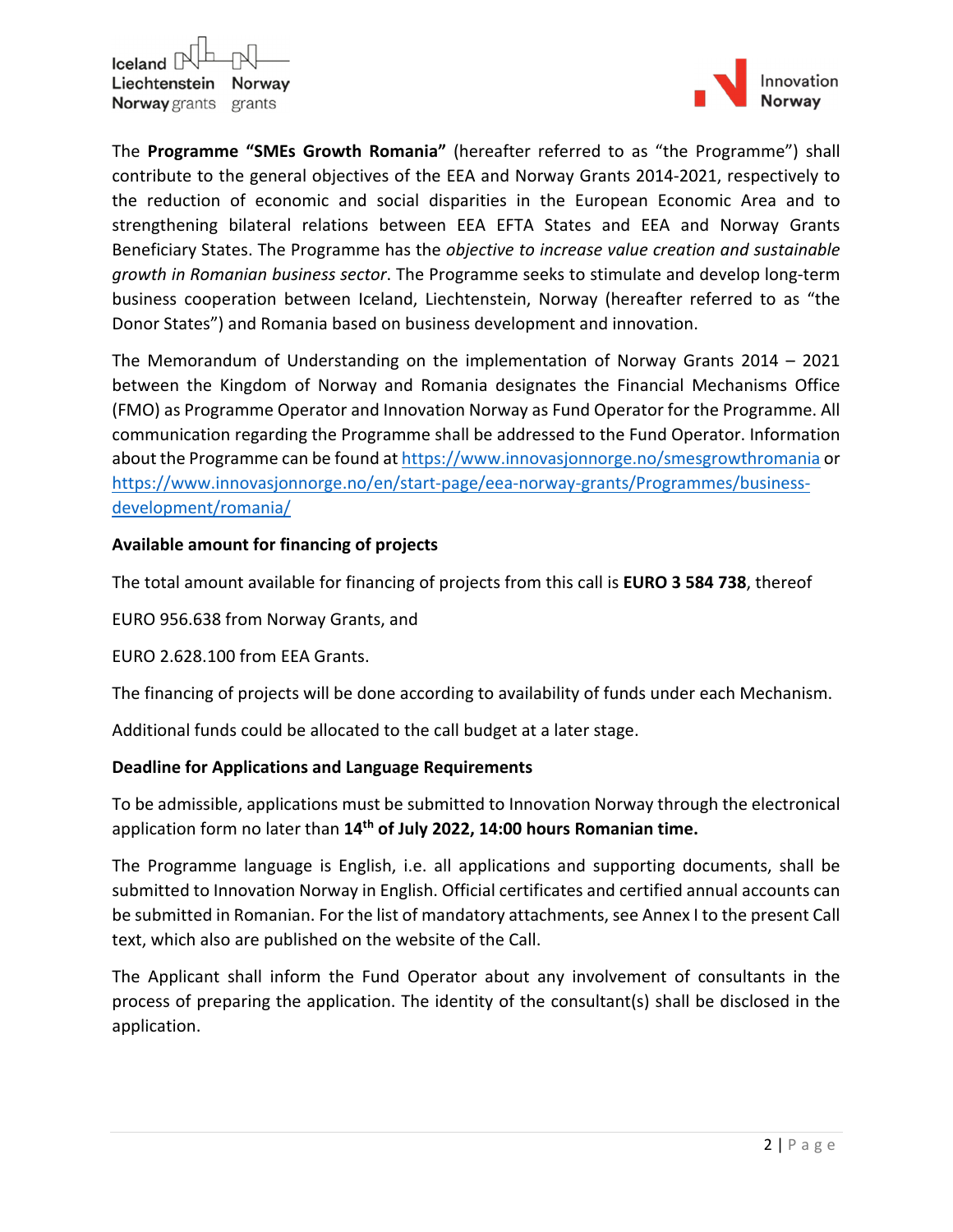The **Programme "SMEs Growth Romania"** (hereafter referred to as "the Programme") shall contribute to the general objectives of the EEA and Norway Grants 2014-2021, respectively to the reduction of economic and social disparities in the European Economic Area and to strengthening bilateral relations between EEA EFTA States and EEA and Norway Grants Beneficiary States. The Programme has the *objective to increase value creation and sustainable growth in Romanian business sector*. The Programme seeks to stimulate and develop long-term business cooperation between Iceland, Liechtenstein, Norway (hereafter referred to as "the Donor States") and Romania based on business development and innovation.

The Memorandum of Understanding on the implementation of Norway Grants 2014 – 2021 between the Kingdom of Norway and Romania designates the Financial Mechanisms Office (FMO) as Programme Operator and Innovation Norway as Fund Operator for the Programme. All communication regarding the Programme shall be addressed to the Fund Operator. Information about the Programme can be found at https://www.innovasjonnorge.no/smesgrowthromania or https://www.innovasjonnorge.no/en/start-page/eea-norway-grants/Programmes/business-development/romania/

**Available amount for financing of projects**

The total amount available for financing of projects from this call is **EURO 3 584 738**, thereof

EURO 956.638 from Norway Grants, and

EURO 2.628.100 from EEA Grants.

The financing of projects will be done according to availability of funds under each Mechanism.

Additional funds could be allocated to the call budget at a later stage.

**Deadline for Applications and Language Requirements**

To be admissible, applications must be submitted to Innovation Norway through the electronical application form no later than **14th of July 2022, 14:00 hours Romanian time.**

The Programme language is English, i.e. all applications and supporting documents, shall be submitted to Innovation Norway in English. Official certificates and certified annual accounts can be submitted in Romanian. For the list of mandatory attachments, see Annex I to the present Call text, which also are published on the website of the Call.

The Applicant shall inform the Fund Operator about any involvement of consultants in the process of preparing the application. The identity of the consultant(s) shall be disclosed in the application.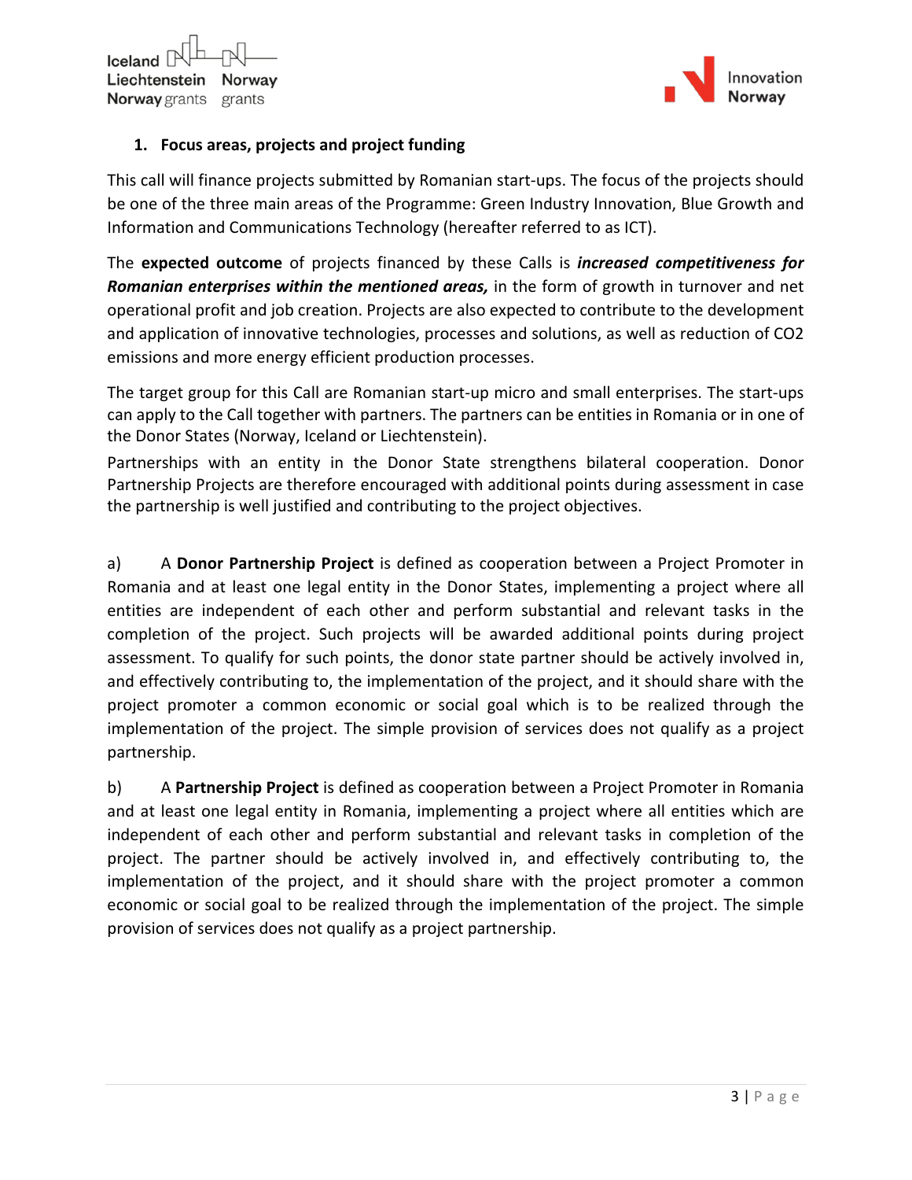## 1. Focus areas, projects and project funding

This call will finance projects submitted by Romanian start-ups. The focus of the projects should be one of the three main areas of the Programme: Green Industry Innovation, Blue Growth and Information and Communications Technology (hereafter referred to as ICT).

The **expected outcome** of projects financed by these Calls is ***increased competitiveness for Romanian enterprises within the mentioned areas,*** in the form of growth in turnover and net operational profit and job creation. Projects are also expected to contribute to the development and application of innovative technologies, processes and solutions, as well as reduction of CO2 emissions and more energy efficient production processes.

The target group for this Call are Romanian start-up micro and small enterprises. The start-ups can apply to the Call together with partners. The partners can be entities in Romania or in one of the Donor States (Norway, Iceland or Liechtenstein).

Partnerships with an entity in the Donor State strengthens bilateral cooperation. Donor Partnership Projects are therefore encouraged with additional points during assessment in case the partnership is well justified and contributing to the project objectives.

a) A **Donor Partnership Project** is defined as cooperation between a Project Promoter in Romania and at least one legal entity in the Donor States, implementing a project where all entities are independent of each other and perform substantial and relevant tasks in the completion of the project. Such projects will be awarded additional points during project assessment. To qualify for such points, the donor state partner should be actively involved in, and effectively contributing to, the implementation of the project, and it should share with the project promoter a common economic or social goal which is to be realized through the implementation of the project. The simple provision of services does not qualify as a project partnership.

b) A **Partnership Project** is defined as cooperation between a Project Promoter in Romania and at least one legal entity in Romania, implementing a project where all entities which are independent of each other and perform substantial and relevant tasks in completion of the project. The partner should be actively involved in, and effectively contributing to, the implementation of the project, and it should share with the project promoter a common economic or social goal to be realized through the implementation of the project. The simple provision of services does not qualify as a project partnership.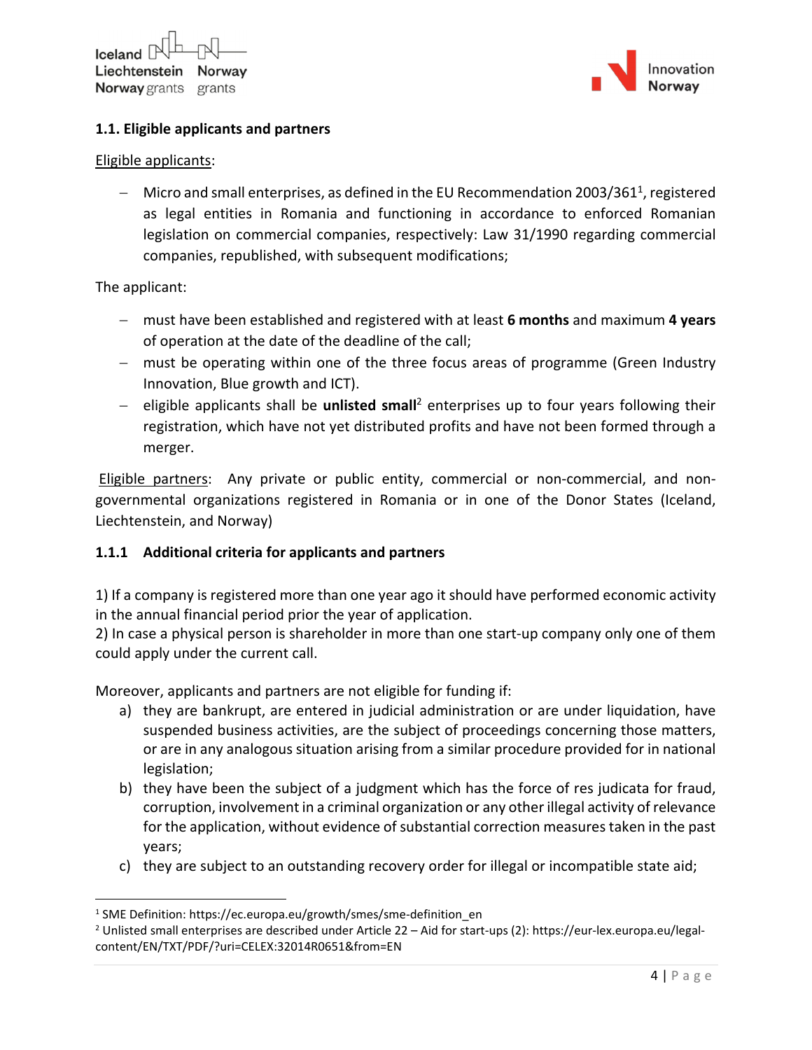### 1.1. Eligible applicants and partners

Eligible applicants:

- Micro and small enterprises, as defined in the EU Recommendation 2003/361[1], registered as legal entities in Romania and functioning in accordance to enforced Romanian legislation on commercial companies, respectively: Law 31/1990 regarding commercial companies, republished, with subsequent modifications;

The applicant:

- must have been established and registered with at least **6 months** and maximum **4 years** of operation at the date of the deadline of the call;
- must be operating within one of the three focus areas of programme (Green Industry Innovation, Blue growth and ICT).
- eligible applicants shall be **unlisted small**[2] enterprises up to four years following their registration, which have not yet distributed profits and have not been formed through a merger.

Eligible partners: Any private or public entity, commercial or non-commercial, and non-governmental organizations registered in Romania or in one of the Donor States (Iceland, Liechtenstein, and Norway)

#### 1.1.1 Additional criteria for applicants and partners

1) If a company is registered more than one year ago it should have performed economic activity in the annual financial period prior the year of application.
2) In case a physical person is shareholder in more than one start-up company only one of them could apply under the current call.

Moreover, applicants and partners are not eligible for funding if:

a) they are bankrupt, are entered in judicial administration or are under liquidation, have suspended business activities, are the subject of proceedings concerning those matters, or are in any analogous situation arising from a similar procedure provided for in national legislation;
b) they have been the subject of a judgment which has the force of res judicata for fraud, corruption, involvement in a criminal organization or any other illegal activity of relevance for the application, without evidence of substantial correction measures taken in the past years;
c) they are subject to an outstanding recovery order for illegal or incompatible state aid;

---

[1] SME Definition: https://ec.europa.eu/growth/smes/sme-definition_en

[2] Unlisted small enterprises are described under Article 22 – Aid for start-ups (2): https://eur-lex.europa.eu/legal-content/EN/TXT/PDF/?uri=CELEX:32014R0651&from=EN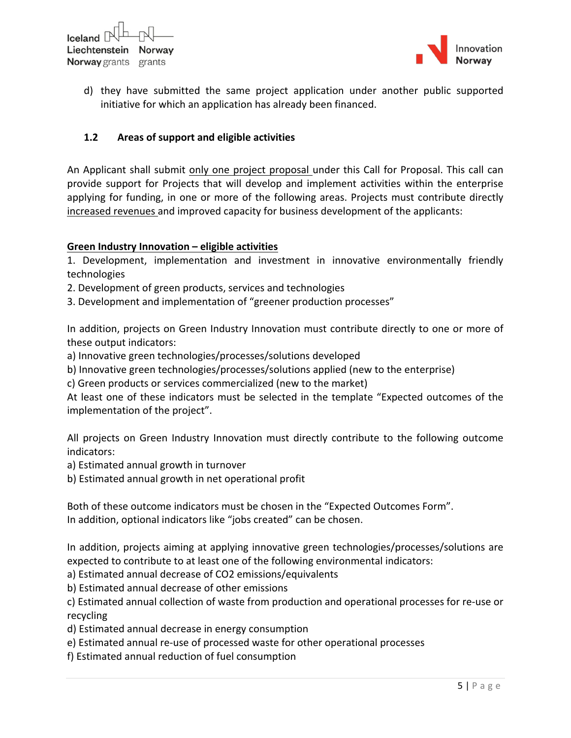d) they have submitted the same project application under another public supported initiative for which an application has already been financed.

### 1.2 Areas of support and eligible activities

An Applicant shall submit only one project proposal under this Call for Proposal. This call can provide support for Projects that will develop and implement activities within the enterprise applying for funding, in one or more of the following areas. Projects must contribute directly increased revenues and improved capacity for business development of the applicants:

**Green Industry Innovation – eligible activities**

1. Development, implementation and investment in innovative environmentally friendly technologies
2. Development of green products, services and technologies
3. Development and implementation of "greener production processes"

In addition, projects on Green Industry Innovation must contribute directly to one or more of these output indicators:

a) Innovative green technologies/processes/solutions developed
b) Innovative green technologies/processes/solutions applied (new to the enterprise)
c) Green products or services commercialized (new to the market)

At least one of these indicators must be selected in the template "Expected outcomes of the implementation of the project".

All projects on Green Industry Innovation must directly contribute to the following outcome indicators:

a) Estimated annual growth in turnover
b) Estimated annual growth in net operational profit

Both of these outcome indicators must be chosen in the "Expected Outcomes Form".
In addition, optional indicators like "jobs created" can be chosen.

In addition, projects aiming at applying innovative green technologies/processes/solutions are expected to contribute to at least one of the following environmental indicators:

a) Estimated annual decrease of $CO_2$ emissions/equivalents
b) Estimated annual decrease of other emissions
c) Estimated annual collection of waste from production and operational processes for re-use or recycling
d) Estimated annual decrease in energy consumption
e) Estimated annual re-use of processed waste for other operational processes
f) Estimated annual reduction of fuel consumption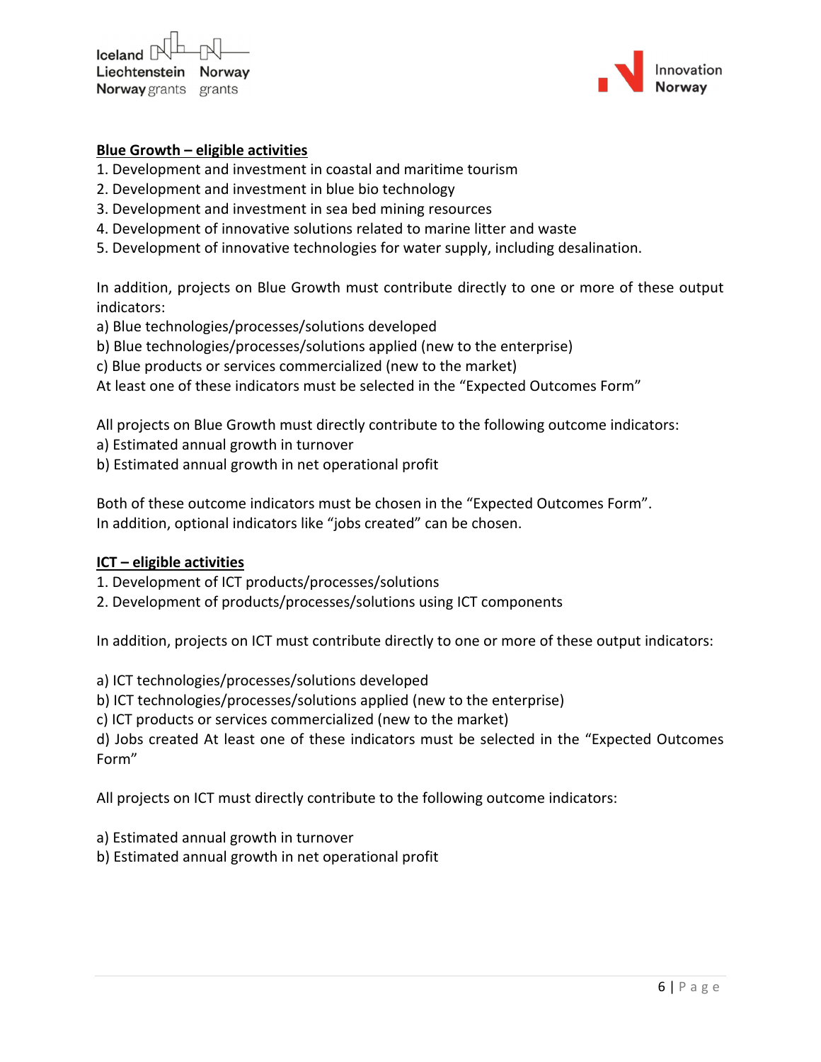**Blue Growth – eligible activities**

1. Development and investment in coastal and maritime tourism
2. Development and investment in blue bio technology
3. Development and investment in sea bed mining resources
4. Development of innovative solutions related to marine litter and waste
5. Development of innovative technologies for water supply, including desalination.

In addition, projects on Blue Growth must contribute directly to one or more of these output indicators:

a) Blue technologies/processes/solutions developed
b) Blue technologies/processes/solutions applied (new to the enterprise)
c) Blue products or services commercialized (new to the market)
At least one of these indicators must be selected in the "Expected Outcomes Form"

All projects on Blue Growth must directly contribute to the following outcome indicators:

a) Estimated annual growth in turnover
b) Estimated annual growth in net operational profit

Both of these outcome indicators must be chosen in the "Expected Outcomes Form".
In addition, optional indicators like "jobs created" can be chosen.

**ICT – eligible activities**

1. Development of ICT products/processes/solutions
2. Development of products/processes/solutions using ICT components

In addition, projects on ICT must contribute directly to one or more of these output indicators:

a) ICT technologies/processes/solutions developed
b) ICT technologies/processes/solutions applied (new to the enterprise)
c) ICT products or services commercialized (new to the market)
d) Jobs created At least one of these indicators must be selected in the "Expected Outcomes Form"

All projects on ICT must directly contribute to the following outcome indicators:

a) Estimated annual growth in turnover
b) Estimated annual growth in net operational profit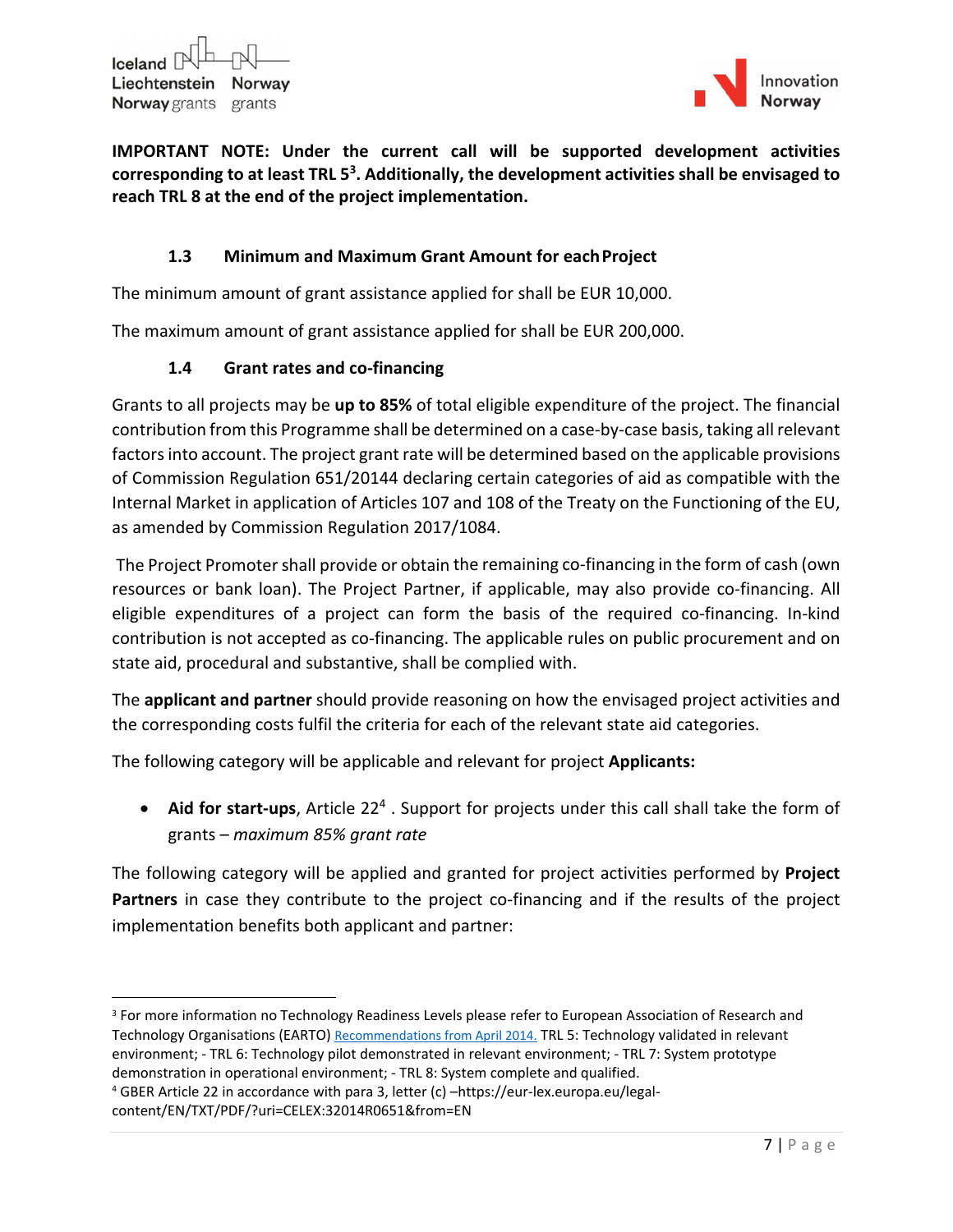**IMPORTANT NOTE: Under the current call will be supported development activities corresponding to at least TRL 5[3]. Additionally, the development activities shall be envisaged to reach TRL 8 at the end of the project implementation.**

### 1.3 Minimum and Maximum Grant Amount for each Project

The minimum amount of grant assistance applied for shall be EUR 10,000.

The maximum amount of grant assistance applied for shall be EUR 200,000.

### 1.4 Grant rates and co-financing

Grants to all projects may be **up to 85%** of total eligible expenditure of the project. The financial contribution from this Programme shall be determined on a case-by-case basis, taking all relevant factors into account. The project grant rate will be determined based on the applicable provisions of Commission Regulation 651/20144 declaring certain categories of aid as compatible with the Internal Market in application of Articles 107 and 108 of the Treaty on the Functioning of the EU, as amended by Commission Regulation 2017/1084.

The Project Promoter shall provide or obtain the remaining co-financing in the form of cash (own resources or bank loan). The Project Partner, if applicable, may also provide co-financing. All eligible expenditures of a project can form the basis of the required co-financing. In-kind contribution is not accepted as co-financing. The applicable rules on public procurement and on state aid, procedural and substantive, shall be complied with.

The **applicant and partner** should provide reasoning on how the envisaged project activities and the corresponding costs fulfil the criteria for each of the relevant state aid categories.

The following category will be applicable and relevant for project **Applicants:**

- **Aid for start-ups**, Article 22[4] . Support for projects under this call shall take the form of grants – *maximum 85% grant rate*

The following category will be applied and granted for project activities performed by **Project Partners** in case they contribute to the project co-financing and if the results of the project implementation benefits both applicant and partner:

---

[3] For more information no Technology Readiness Levels please refer to European Association of Research and Technology Organisations (EARTO) Recommendations from April 2014. TRL 5: Technology validated in relevant environment; - TRL 6: Technology pilot demonstrated in relevant environment; - TRL 7: System prototype demonstration in operational environment; - TRL 8: System complete and qualified.

[4] GBER Article 22 in accordance with para 3, letter (c) –https://eur-lex.europa.eu/legal-content/EN/TXT/PDF/?uri=CELEX:32014R0651&from=EN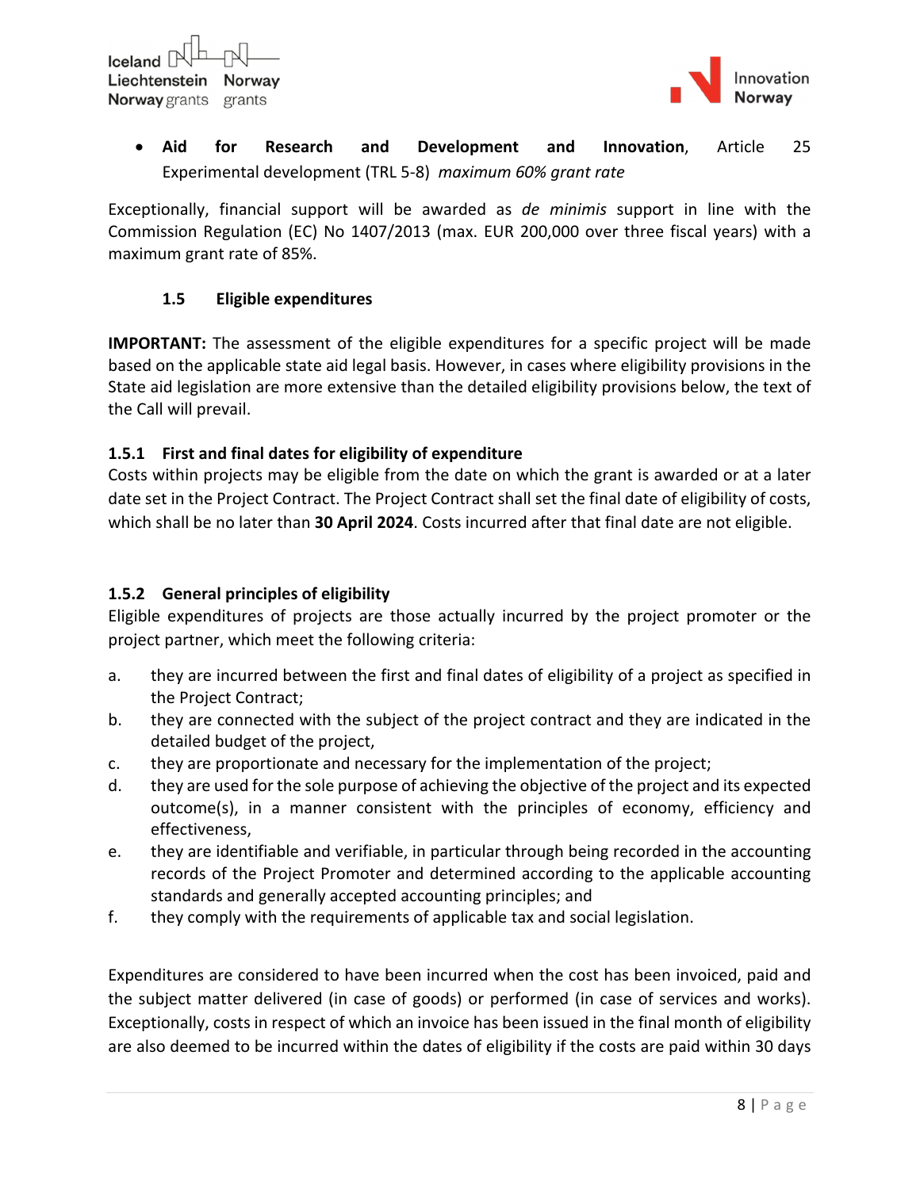- **Aid for Research and Development and Innovation**, Article 25 Experimental development (TRL 5-8) *maximum 60% grant rate*

Exceptionally, financial support will be awarded as *de minimis* support in line with the Commission Regulation (EC) No 1407/2013 (max. EUR 200,000 over three fiscal years) with a maximum grant rate of 85%.

### 1.5 Eligible expenditures

**IMPORTANT:** The assessment of the eligible expenditures for a specific project will be made based on the applicable state aid legal basis. However, in cases where eligibility provisions in the State aid legislation are more extensive than the detailed eligibility provisions below, the text of the Call will prevail.

#### 1.5.1 First and final dates for eligibility of expenditure

Costs within projects may be eligible from the date on which the grant is awarded or at a later date set in the Project Contract. The Project Contract shall set the final date of eligibility of costs, which shall be no later than **30 April 2024**. Costs incurred after that final date are not eligible.

#### 1.5.2 General principles of eligibility

Eligible expenditures of projects are those actually incurred by the project promoter or the project partner, which meet the following criteria:

a. they are incurred between the first and final dates of eligibility of a project as specified in the Project Contract;
b. they are connected with the subject of the project contract and they are indicated in the detailed budget of the project,
c. they are proportionate and necessary for the implementation of the project;
d. they are used for the sole purpose of achieving the objective of the project and its expected outcome(s), in a manner consistent with the principles of economy, efficiency and effectiveness,
e. they are identifiable and verifiable, in particular through being recorded in the accounting records of the Project Promoter and determined according to the applicable accounting standards and generally accepted accounting principles; and
f. they comply with the requirements of applicable tax and social legislation.

Expenditures are considered to have been incurred when the cost has been invoiced, paid and the subject matter delivered (in case of goods) or performed (in case of services and works). Exceptionally, costs in respect of which an invoice has been issued in the final month of eligibility are also deemed to be incurred within the dates of eligibility if the costs are paid within 30 days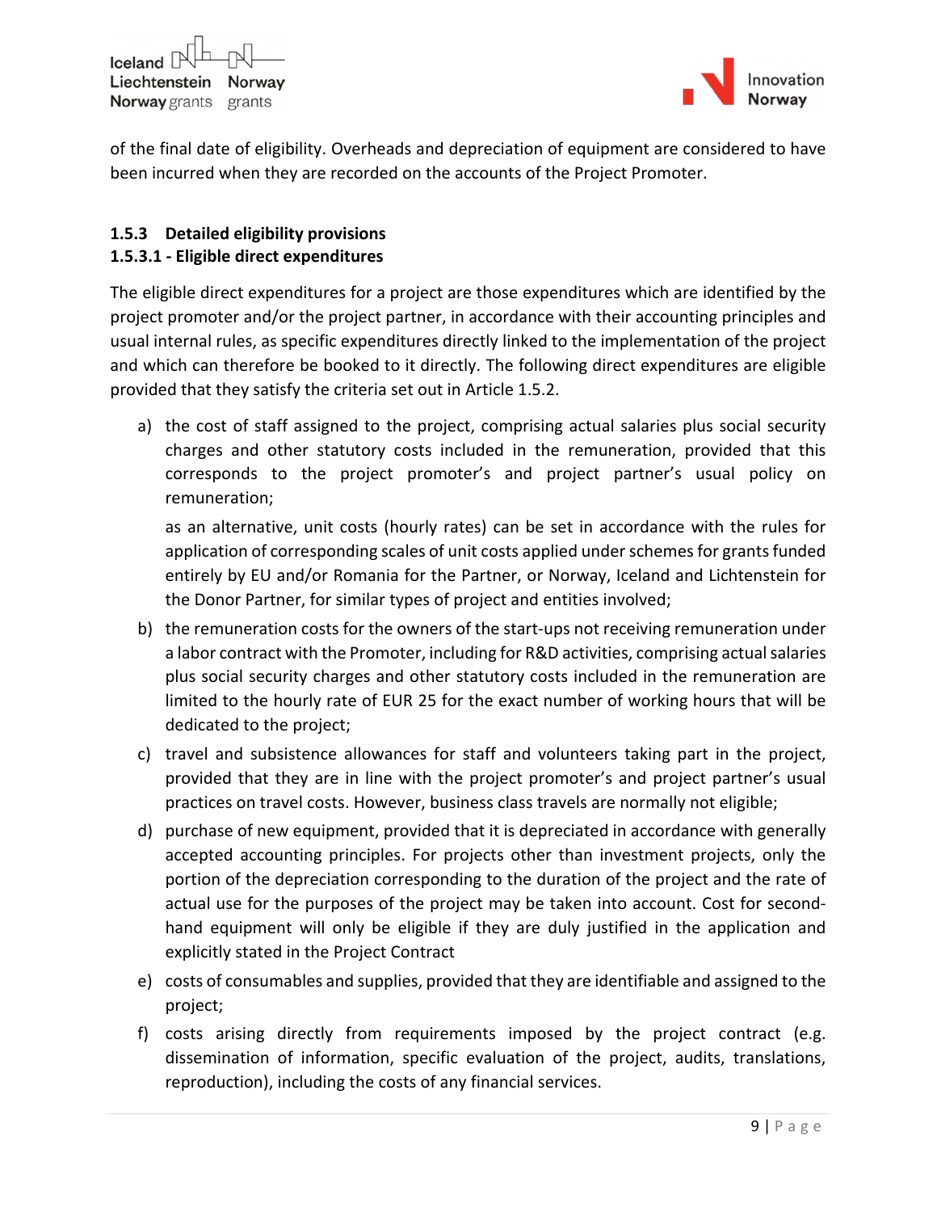of the final date of eligibility. Overheads and depreciation of equipment are considered to have been incurred when they are recorded on the accounts of the Project Promoter.

#### 1.5.3 Detailed eligibility provisions

#### 1.5.3.1 - Eligible direct expenditures

The eligible direct expenditures for a project are those expenditures which are identified by the project promoter and/or the project partner, in accordance with their accounting principles and usual internal rules, as specific expenditures directly linked to the implementation of the project and which can therefore be booked to it directly. The following direct expenditures are eligible provided that they satisfy the criteria set out in Article 1.5.2.

a) the cost of staff assigned to the project, comprising actual salaries plus social security charges and other statutory costs included in the remuneration, provided that this corresponds to the project promoter's and project partner's usual policy on remuneration;

   as an alternative, unit costs (hourly rates) can be set in accordance with the rules for application of corresponding scales of unit costs applied under schemes for grants funded entirely by EU and/or Romania for the Partner, or Norway, Iceland and Lichtenstein for the Donor Partner, for similar types of project and entities involved;

b) the remuneration costs for the owners of the start-ups not receiving remuneration under a labor contract with the Promoter, including for R&D activities, comprising actual salaries plus social security charges and other statutory costs included in the remuneration are limited to the hourly rate of EUR 25 for the exact number of working hours that will be dedicated to the project;

c) travel and subsistence allowances for staff and volunteers taking part in the project, provided that they are in line with the project promoter's and project partner's usual practices on travel costs. However, business class travels are normally not eligible;

d) purchase of new equipment, provided that it is depreciated in accordance with generally accepted accounting principles. For projects other than investment projects, only the portion of the depreciation corresponding to the duration of the project and the rate of actual use for the purposes of the project may be taken into account. Cost for second-hand equipment will only be eligible if they are duly justified in the application and explicitly stated in the Project Contract

e) costs of consumables and supplies, provided that they are identifiable and assigned to the project;

f) costs arising directly from requirements imposed by the project contract (e.g. dissemination of information, specific evaluation of the project, audits, translations, reproduction), including the costs of any financial services.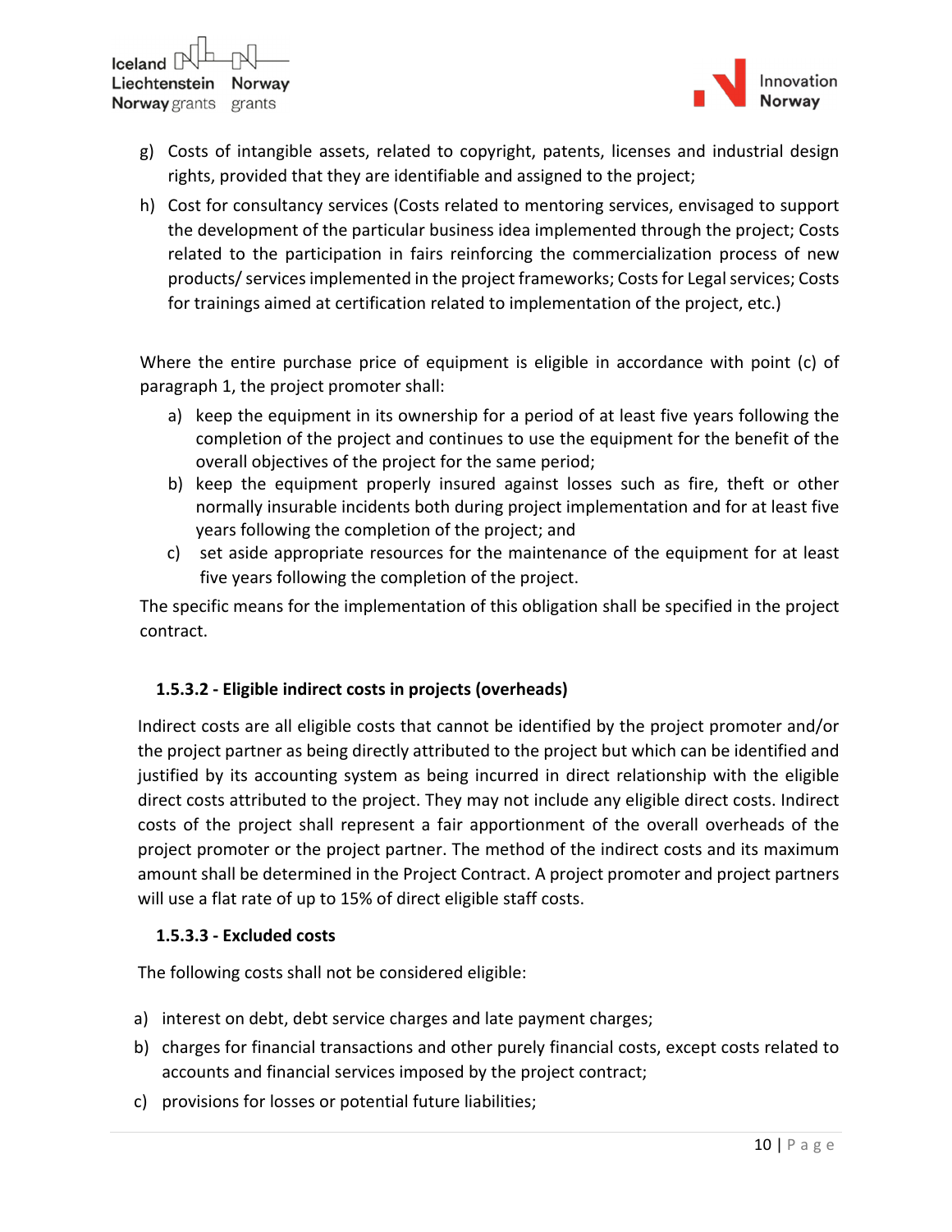g) Costs of intangible assets, related to copyright, patents, licenses and industrial design rights, provided that they are identifiable and assigned to the project;

h) Cost for consultancy services (Costs related to mentoring services, envisaged to support the development of the particular business idea implemented through the project; Costs related to the participation in fairs reinforcing the commercialization process of new products/ services implemented in the project frameworks; Costs for Legal services; Costs for trainings aimed at certification related to implementation of the project, etc.)

Where the entire purchase price of equipment is eligible in accordance with point (c) of paragraph 1, the project promoter shall:

a) keep the equipment in its ownership for a period of at least five years following the completion of the project and continues to use the equipment for the benefit of the overall objectives of the project for the same period;
b) keep the equipment properly insured against losses such as fire, theft or other normally insurable incidents both during project implementation and for at least five years following the completion of the project; and
c) set aside appropriate resources for the maintenance of the equipment for at least five years following the completion of the project.

The specific means for the implementation of this obligation shall be specified in the project contract.

### 1.5.3.2 - Eligible indirect costs in projects (overheads)

Indirect costs are all eligible costs that cannot be identified by the project promoter and/or the project partner as being directly attributed to the project but which can be identified and justified by its accounting system as being incurred in direct relationship with the eligible direct costs attributed to the project. They may not include any eligible direct costs. Indirect costs of the project shall represent a fair apportionment of the overall overheads of the project promoter or the project partner. The method of the indirect costs and its maximum amount shall be determined in the Project Contract. A project promoter and project partners will use a flat rate of up to 15% of direct eligible staff costs.

### 1.5.3.3 - Excluded costs

The following costs shall not be considered eligible:

a) interest on debt, debt service charges and late payment charges;
b) charges for financial transactions and other purely financial costs, except costs related to accounts and financial services imposed by the project contract;
c) provisions for losses or potential future liabilities;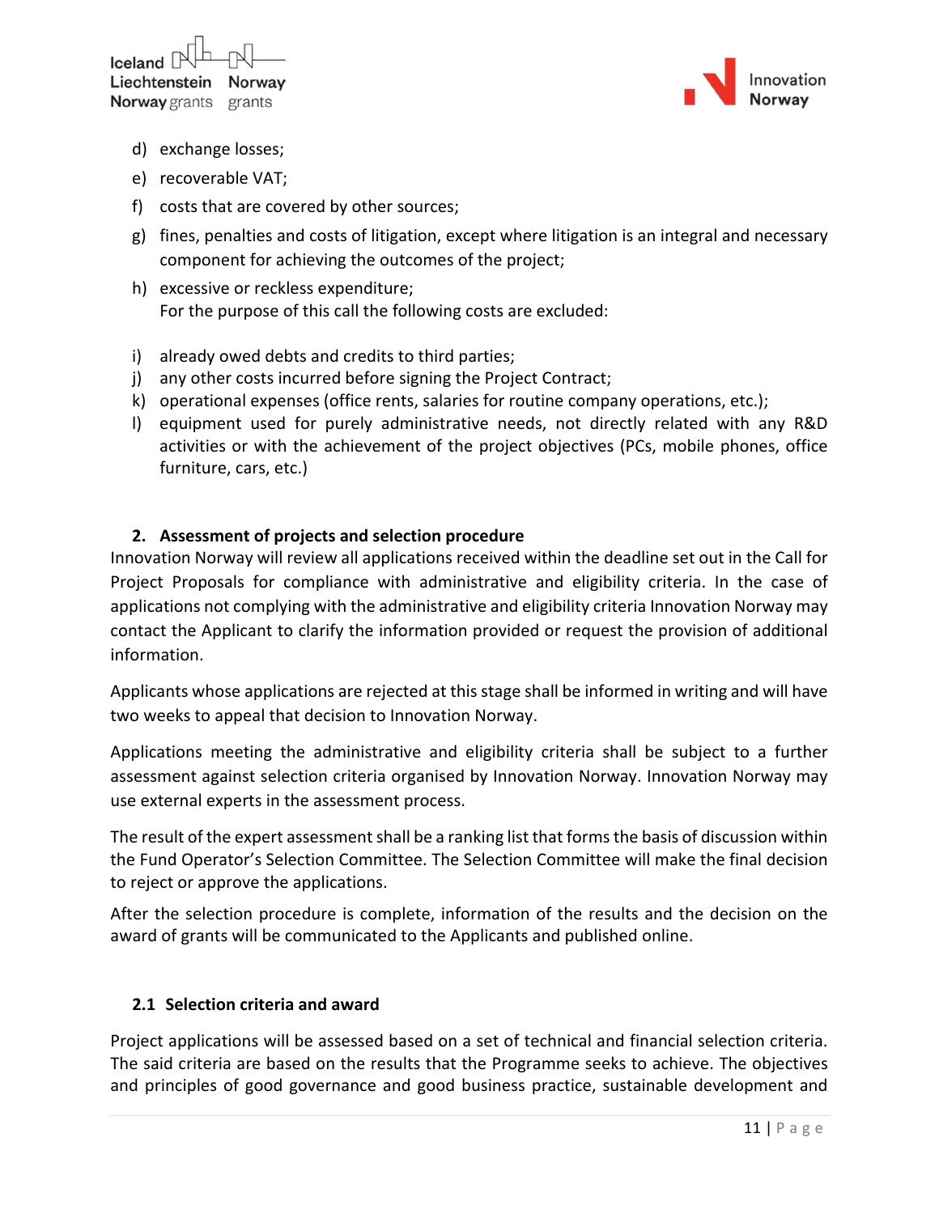d) exchange losses;
e) recoverable VAT;
f) costs that are covered by other sources;
g) fines, penalties and costs of litigation, except where litigation is an integral and necessary component for achieving the outcomes of the project;
h) excessive or reckless expenditure;
For the purpose of this call the following costs are excluded:

i) already owed debts and credits to third parties;
j) any other costs incurred before signing the Project Contract;
k) operational expenses (office rents, salaries for routine company operations, etc.);
l) equipment used for purely administrative needs, not directly related with any R&D activities or with the achievement of the project objectives (PCs, mobile phones, office furniture, cars, etc.)

## 2. Assessment of projects and selection procedure

Innovation Norway will review all applications received within the deadline set out in the Call for Project Proposals for compliance with administrative and eligibility criteria. In the case of applications not complying with the administrative and eligibility criteria Innovation Norway may contact the Applicant to clarify the information provided or request the provision of additional information.

Applicants whose applications are rejected at this stage shall be informed in writing and will have two weeks to appeal that decision to Innovation Norway.

Applications meeting the administrative and eligibility criteria shall be subject to a further assessment against selection criteria organised by Innovation Norway. Innovation Norway may use external experts in the assessment process.

The result of the expert assessment shall be a ranking list that forms the basis of discussion within the Fund Operator's Selection Committee. The Selection Committee will make the final decision to reject or approve the applications.

After the selection procedure is complete, information of the results and the decision on the award of grants will be communicated to the Applicants and published online.

### 2.1 Selection criteria and award

Project applications will be assessed based on a set of technical and financial selection criteria. The said criteria are based on the results that the Programme seeks to achieve. The objectives and principles of good governance and good business practice, sustainable development and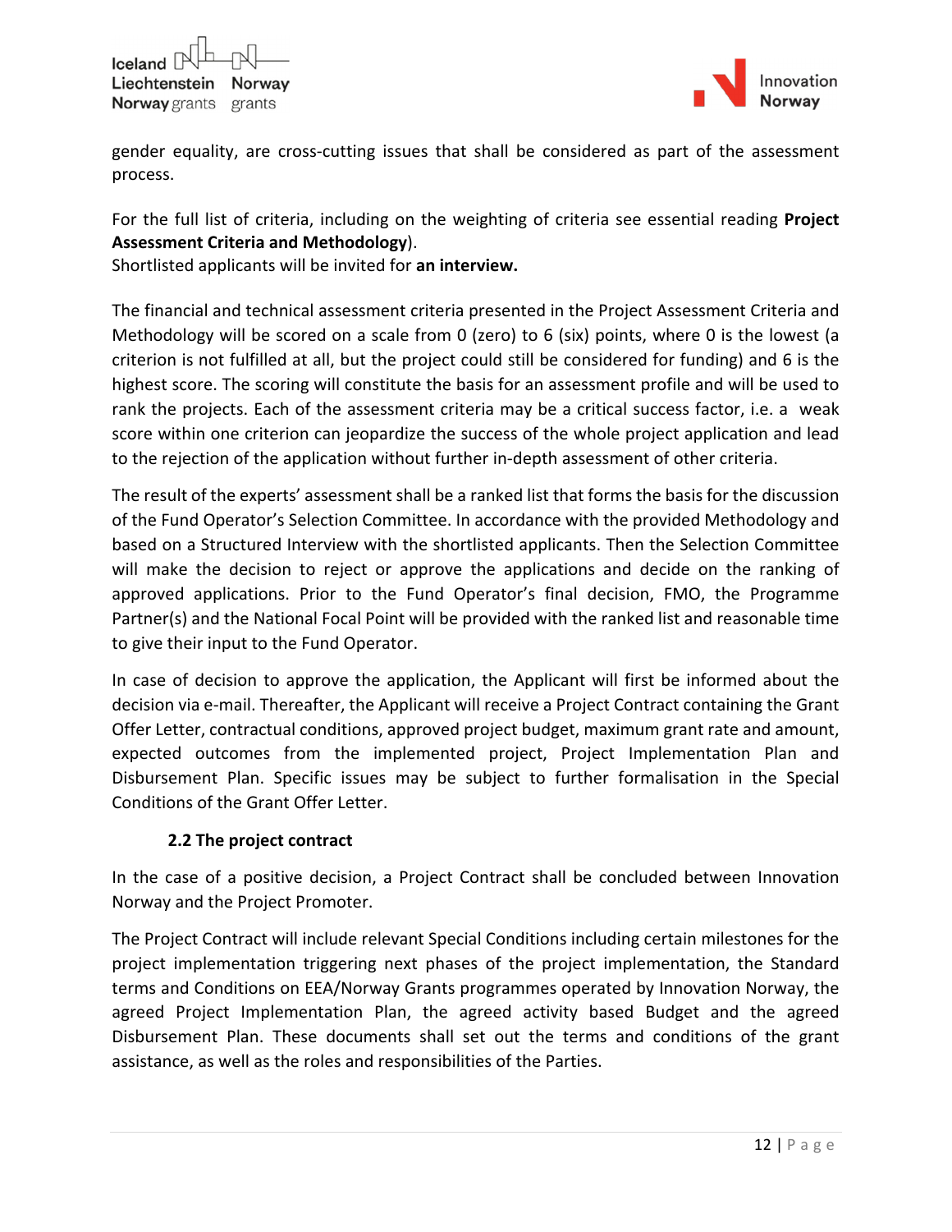gender equality, are cross-cutting issues that shall be considered as part of the assessment process.

For the full list of criteria, including on the weighting of criteria see essential reading **Project Assessment Criteria and Methodology**).
Shortlisted applicants will be invited for **an interview.**

The financial and technical assessment criteria presented in the Project Assessment Criteria and Methodology will be scored on a scale from 0 (zero) to 6 (six) points, where 0 is the lowest (a criterion is not fulfilled at all, but the project could still be considered for funding) and 6 is the highest score. The scoring will constitute the basis for an assessment profile and will be used to rank the projects. Each of the assessment criteria may be a critical success factor, i.e. a weak score within one criterion can jeopardize the success of the whole project application and lead to the rejection of the application without further in-depth assessment of other criteria.

The result of the experts' assessment shall be a ranked list that forms the basis for the discussion of the Fund Operator's Selection Committee. In accordance with the provided Methodology and based on a Structured Interview with the shortlisted applicants. Then the Selection Committee will make the decision to reject or approve the applications and decide on the ranking of approved applications. Prior to the Fund Operator's final decision, FMO, the Programme Partner(s) and the National Focal Point will be provided with the ranked list and reasonable time to give their input to the Fund Operator.

In case of decision to approve the application, the Applicant will first be informed about the decision via e-mail. Thereafter, the Applicant will receive a Project Contract containing the Grant Offer Letter, contractual conditions, approved project budget, maximum grant rate and amount, expected outcomes from the implemented project, Project Implementation Plan and Disbursement Plan. Specific issues may be subject to further formalisation in the Special Conditions of the Grant Offer Letter.

### 2.2 The project contract

In the case of a positive decision, a Project Contract shall be concluded between Innovation Norway and the Project Promoter.

The Project Contract will include relevant Special Conditions including certain milestones for the project implementation triggering next phases of the project implementation, the Standard terms and Conditions on EEA/Norway Grants programmes operated by Innovation Norway, the agreed Project Implementation Plan, the agreed activity based Budget and the agreed Disbursement Plan. These documents shall set out the terms and conditions of the grant assistance, as well as the roles and responsibilities of the Parties.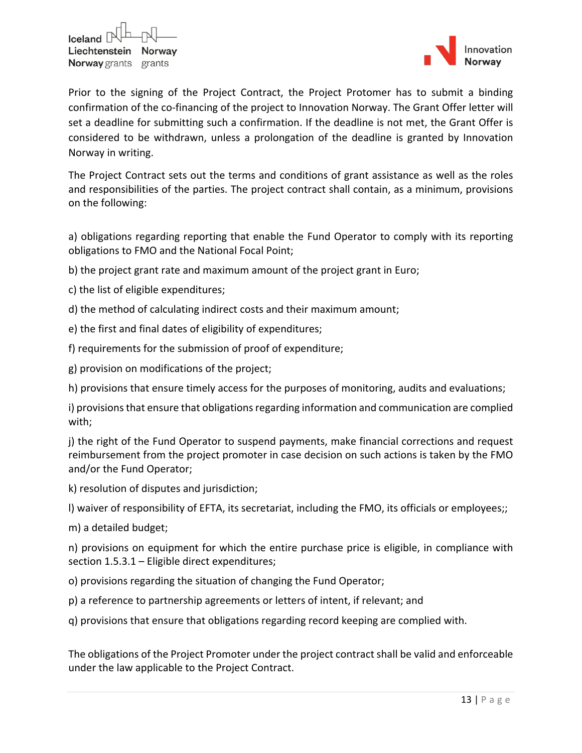Prior to the signing of the Project Contract, the Project Protomer has to submit a binding confirmation of the co-financing of the project to Innovation Norway. The Grant Offer letter will set a deadline for submitting such a confirmation. If the deadline is not met, the Grant Offer is considered to be withdrawn, unless a prolongation of the deadline is granted by Innovation Norway in writing.

The Project Contract sets out the terms and conditions of grant assistance as well as the roles and responsibilities of the parties. The project contract shall contain, as a minimum, provisions on the following:

a) obligations regarding reporting that enable the Fund Operator to comply with its reporting obligations to FMO and the National Focal Point;

b) the project grant rate and maximum amount of the project grant in Euro;

c) the list of eligible expenditures;

d) the method of calculating indirect costs and their maximum amount;

e) the first and final dates of eligibility of expenditures;

f) requirements for the submission of proof of expenditure;

g) provision on modifications of the project;

h) provisions that ensure timely access for the purposes of monitoring, audits and evaluations;

i) provisions that ensure that obligations regarding information and communication are complied with;

j) the right of the Fund Operator to suspend payments, make financial corrections and request reimbursement from the project promoter in case decision on such actions is taken by the FMO and/or the Fund Operator;

k) resolution of disputes and jurisdiction;

l) waiver of responsibility of EFTA, its secretariat, including the FMO, its officials or employees;;

m) a detailed budget;

n) provisions on equipment for which the entire purchase price is eligible, in compliance with section 1.5.3.1 – Eligible direct expenditures;

o) provisions regarding the situation of changing the Fund Operator;

p) a reference to partnership agreements or letters of intent, if relevant; and

q) provisions that ensure that obligations regarding record keeping are complied with.

The obligations of the Project Promoter under the project contract shall be valid and enforceable under the law applicable to the Project Contract.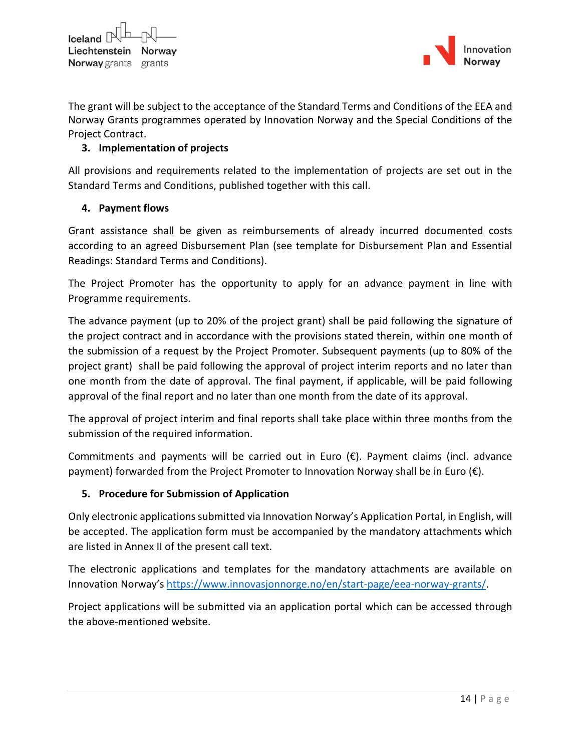The grant will be subject to the acceptance of the Standard Terms and Conditions of the EEA and Norway Grants programmes operated by Innovation Norway and the Special Conditions of the Project Contract.

## 3. Implementation of projects

All provisions and requirements related to the implementation of projects are set out in the Standard Terms and Conditions, published together with this call.

## 4. Payment flows

Grant assistance shall be given as reimbursements of already incurred documented costs according to an agreed Disbursement Plan (see template for Disbursement Plan and Essential Readings: Standard Terms and Conditions).

The Project Promoter has the opportunity to apply for an advance payment in line with Programme requirements.

The advance payment (up to 20% of the project grant) shall be paid following the signature of the project contract and in accordance with the provisions stated therein, within one month of the submission of a request by the Project Promoter. Subsequent payments (up to 80% of the project grant) shall be paid following the approval of project interim reports and no later than one month from the date of approval. The final payment, if applicable, will be paid following approval of the final report and no later than one month from the date of its approval.

The approval of project interim and final reports shall take place within three months from the submission of the required information.

Commitments and payments will be carried out in Euro (€). Payment claims (incl. advance payment) forwarded from the Project Promoter to Innovation Norway shall be in Euro (€).

## 5. Procedure for Submission of Application

Only electronic applications submitted via Innovation Norway's Application Portal, in English, will be accepted. The application form must be accompanied by the mandatory attachments which are listed in Annex II of the present call text.

The electronic applications and templates for the mandatory attachments are available on Innovation Norway's https://www.innovasjonnorge.no/en/start-page/eea-norway-grants/.

Project applications will be submitted via an application portal which can be accessed through the above-mentioned website.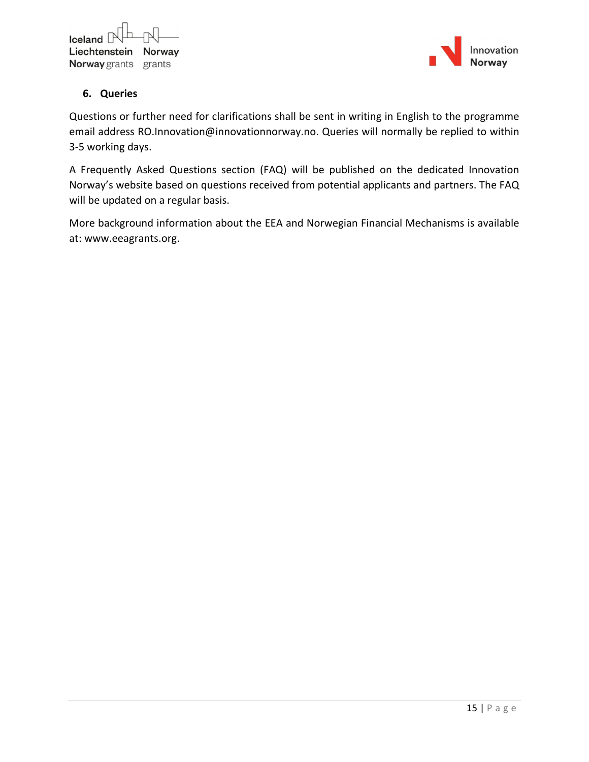## 6. Queries

Questions or further need for clarifications shall be sent in writing in English to the programme email address RO.Innovation@innovationnorway.no. Queries will normally be replied to within 3-5 working days.

A Frequently Asked Questions section (FAQ) will be published on the dedicated Innovation Norway's website based on questions received from potential applicants and partners. The FAQ will be updated on a regular basis.

More background information about the EEA and Norwegian Financial Mechanisms is available at: www.eeagrants.org.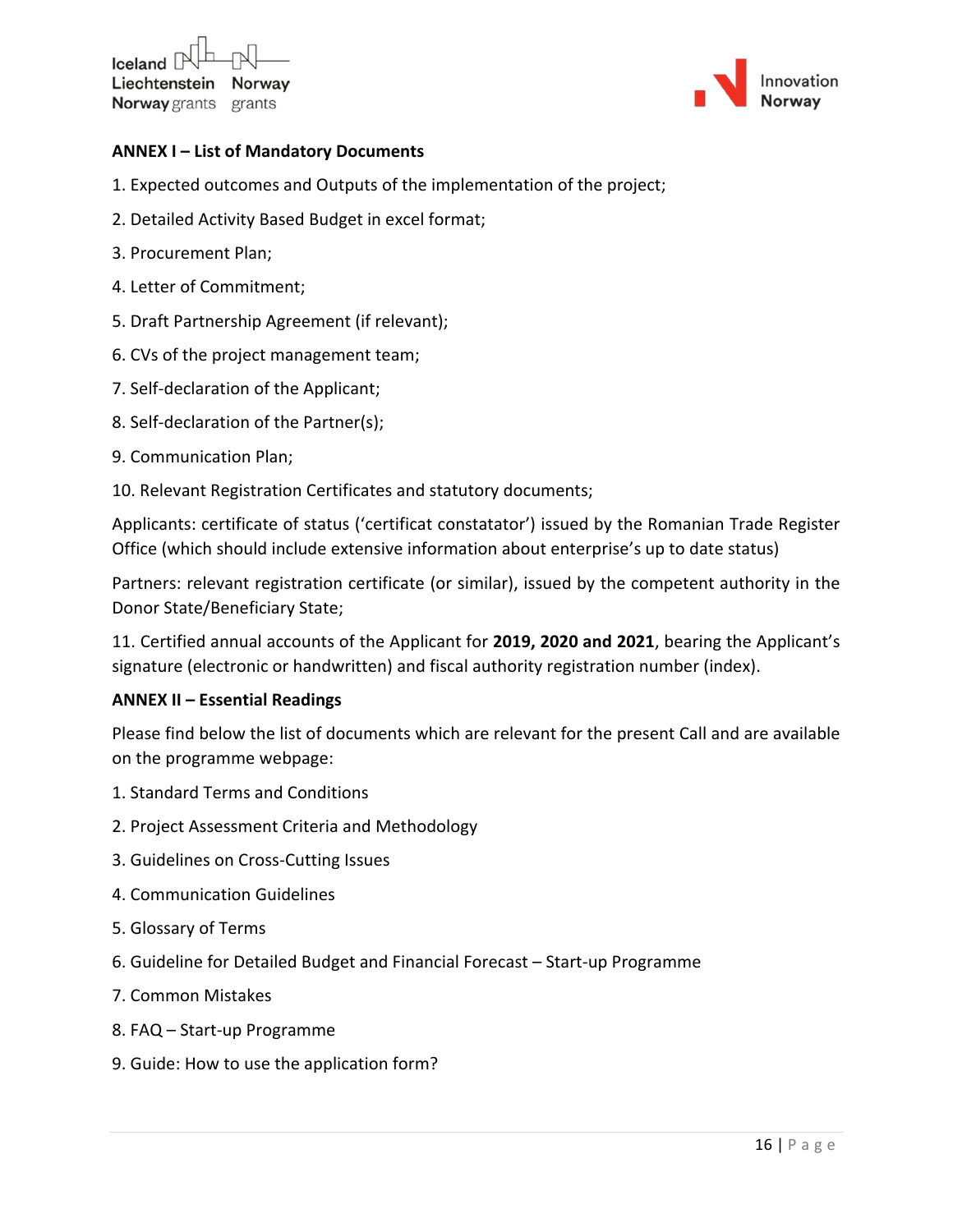**ANNEX I – List of Mandatory Documents**

1. Expected outcomes and Outputs of the implementation of the project;
2. Detailed Activity Based Budget in excel format;
3. Procurement Plan;
4. Letter of Commitment;
5. Draft Partnership Agreement (if relevant);
6. CVs of the project management team;
7. Self-declaration of the Applicant;
8. Self-declaration of the Partner(s);
9. Communication Plan;
10. Relevant Registration Certificates and statutory documents;

Applicants: certificate of status ('certificat constatator') issued by the Romanian Trade Register Office (which should include extensive information about enterprise's up to date status)

Partners: relevant registration certificate (or similar), issued by the competent authority in the Donor State/Beneficiary State;

11. Certified annual accounts of the Applicant for **2019, 2020 and 2021**, bearing the Applicant's signature (electronic or handwritten) and fiscal authority registration number (index).

**ANNEX II – Essential Readings**

Please find below the list of documents which are relevant for the present Call and are available on the programme webpage:

1. Standard Terms and Conditions
2. Project Assessment Criteria and Methodology
3. Guidelines on Cross-Cutting Issues
4. Communication Guidelines
5. Glossary of Terms
6. Guideline for Detailed Budget and Financial Forecast – Start-up Programme
7. Common Mistakes
8. FAQ – Start-up Programme
9. Guide: How to use the application form?